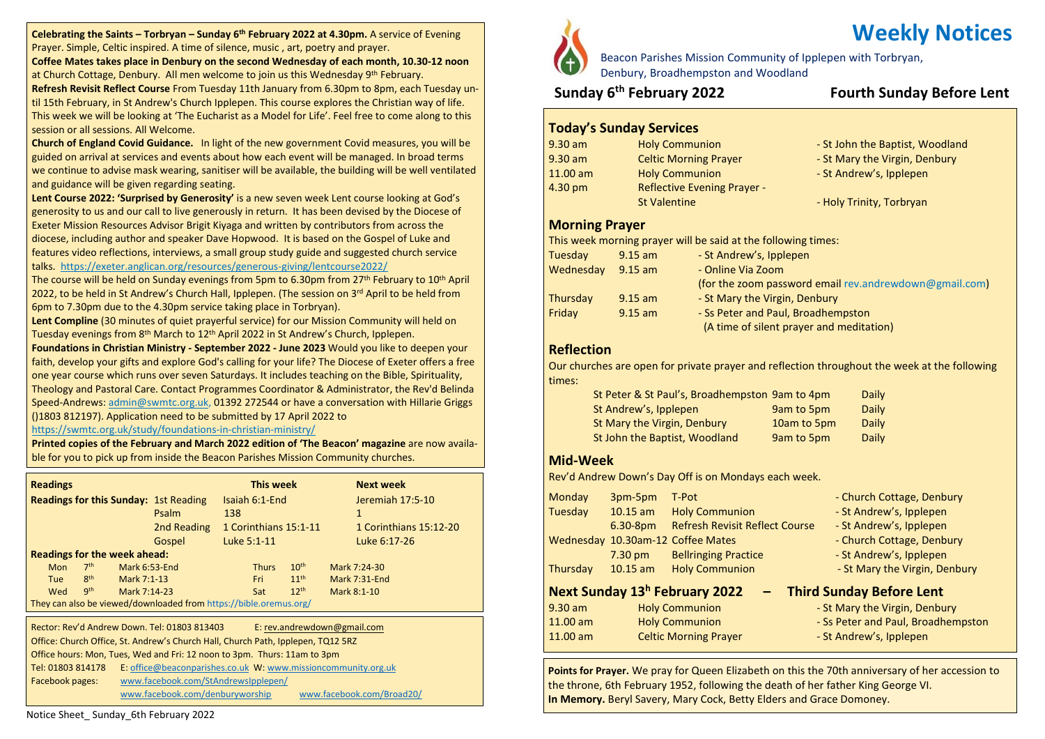**Celebrating the Saints – Torbryan – Sunday 6th February 2022 at 4.30pm.** A service of Evening Prayer. Simple, Celtic inspired. A time of silence, music , art, poetry and prayer.

**Coffee Mates takes place in Denbury on the second Wednesday of each month, 10.30-12 noon** at Church Cottage, Denbury. All men welcome to join us this Wednesday 9th February.

**Refresh Revisit Reflect Course** From Tuesday 11th January from 6.30pm to 8pm, each Tuesday until 15th February, in St Andrew's Church Ipplepen. This course explores the Christian way of life. This week we will be looking at 'The Eucharist as a Model for Life'. Feel free to come along to this session or all sessions. All Welcome.

**Church of England Covid Guidance.** In light of the new government Covid measures, you will be guided on arrival at services and events about how each event will be managed. In broad terms we continue to advise mask wearing, sanitiser will be available, the building will be well ventilated and guidance will be given regarding seating.

**Lent Course 2022: 'Surprised by Generosity'** is a new seven week Lent course looking at God's generosity to us and our call to live generously in return. It has been devised by the Diocese of Exeter Mission Resources Advisor Brigit Kiyaga and written by contributors from across the diocese, including author and speaker Dave Hopwood. It is based on the Gospel of Luke and features video reflections, interviews, a small group study guide and suggested church service talks. https://exeter.anglican.org/resources/generous-giving/lentcourse2022/

The course will be held on Sunday evenings from 5pm to 6.30pm from 27th February to 10th April 2022, to be held in St Andrew's Church Hall, Ipplepen. (The session on 3rd April to be held from 6pm to 7.30pm due to the 4.30pm service taking place in Torbryan).

**Lent Compline** (30 minutes of quiet prayerful service) for our Mission Community will held on Tuesday evenings from 8th March to 12th April 2022 in St Andrew's Church, Ipplepen.

**Foundations in Christian Ministry - September 2022 - June 2023** Would you like to deepen your faith, develop your gifts and explore God's calling for your life? The Diocese of Exeter offers a free one year course which runs over seven Saturdays. It includes teaching on the Bible, Spirituality, Theology and Pastoral Care. Contact Programmes Coordinator & Administrator, the Rev'd Belinda Speed-Andrews: admin@swmtc.org.uk, 01392 272544 or have a conversation with Hillarie Griggs ()1803 812197). Application need to be submitted by 17 April 2022 to https://swmtc.org.uk/study/foundations-in-christian-ministry/

**Printed copies of the February and March 2022 edition of 'The Beacon' magazine** are now available for you to pick up from inside the Beacon Parishes Mission Community churches.

| **Readings** | | **This week** | **Next week** |
|---|---|---|---|
| **Readings for this Sunday:** | 1st Reading | Isaiah 6:1-End | Jeremiah 17:5-10 |
| | Psalm | 138 | 1 |
| | 2nd Reading | 1 Corinthians 15:1-11 | 1 Corinthians 15:12-20 |
| | Gospel | Luke 5:1-11 | Luke 6:17-26 |

**Readings for the week ahead:**

| | | | | | |
|---|---|---|---|---|---|
| Mon | 7th | Mark 6:53-End | Thurs | 10th | Mark 7:24-30 |
| Tue | 8th | Mark 7:1-13 | Fri | 11th | Mark 7:31-End |
| Wed | 9th | Mark 7:14-23 | Sat | 12th | Mark 8:1-10 |

They can also be viewed/downloaded from https://bible.oremus.org/

Rector: Rev'd Andrew Down. Tel: 01803 813403 E: rev.andrewdown@gmail.com
Office: Church Office, St. Andrew's Church Hall, Church Path, Ipplepen, TQ12 5RZ
Office hours: Mon, Tues, Wed and Fri: 12 noon to 3pm. Thurs: 11am to 3pm
Tel: 01803 814178 E: office@beaconparishes.co.uk W: www.missioncommunity.org.uk
Facebook pages: www.facebook.com/StAndrewsIpplepen/
www.facebook.com/denburyworship www.facebook.com/Broad20/

Notice Sheet_ Sunday_6th February 2022

# Weekly Notices

Beacon Parishes Mission Community of Ipplepen with Torbryan, Denbury, Broadhempston and Woodland

## Sunday 6th February 2022 — Fourth Sunday Before Lent

### Today's Sunday Services

| | | |
|---|---|---|
| 9.30 am | Holy Communion | - St John the Baptist, Woodland |
| 9.30 am | Celtic Morning Prayer | - St Mary the Virgin, Denbury |
| 11.00 am | Holy Communion | - St Andrew's, Ipplepen |
| 4.30 pm | Reflective Evening Prayer - St Valentine | - Holy Trinity, Torbryan |

### Morning Prayer

This week morning prayer will be said at the following times:

| | | |
|---|---|---|
| Tuesday | 9.15 am | - St Andrew's, Ipplepen |
| Wednesday | 9.15 am | - Online Via Zoom (for the zoom password email rev.andrewdown@gmail.com) |
| Thursday | 9.15 am | - St Mary the Virgin, Denbury |
| Friday | 9.15 am | - Ss Peter and Paul, Broadhempston (A time of silent prayer and meditation) |

### Reflection

Our churches are open for private prayer and reflection throughout the week at the following times:

| | | |
|---|---|---|
| St Peter & St Paul's, Broadhempston | 9am to 4pm | Daily |
| St Andrew's, Ipplepen | 9am to 5pm | Daily |
| St Mary the Virgin, Denbury | 10am to 5pm | Daily |
| St John the Baptist, Woodland | 9am to 5pm | Daily |

### Mid-Week

Rev'd Andrew Down's Day Off is on Mondays each week.

| | | | |
|---|---|---|---|
| Monday | 3pm-5pm | T-Pot | - Church Cottage, Denbury |
| Tuesday | 10.15 am | Holy Communion | - St Andrew's, Ipplepen |
| | 6.30-8pm | Refresh Revisit Reflect Course | - St Andrew's, Ipplepen |
| Wednesday | 10.30am-12 | Coffee Mates | - Church Cottage, Denbury |
| | 7.30 pm | Bellringing Practice | - St Andrew's, Ipplepen |
| Thursday | 10.15 am | Holy Communion | - St Mary the Virgin, Denbury |

### Next Sunday 13h February 2022 – Third Sunday Before Lent

| | | |
|---|---|---|
| 9.30 am | Holy Communion | - St Mary the Virgin, Denbury |
| 11.00 am | Holy Communion | - Ss Peter and Paul, Broadhempston |
| 11.00 am | Celtic Morning Prayer | - St Andrew's, Ipplepen |

**Points for Prayer.** We pray for Queen Elizabeth on this the 70th anniversary of her accession to the throne, 6th February 1952, following the death of her father King George VI.

**In Memory.** Beryl Savery, Mary Cock, Betty Elders and Grace Domoney.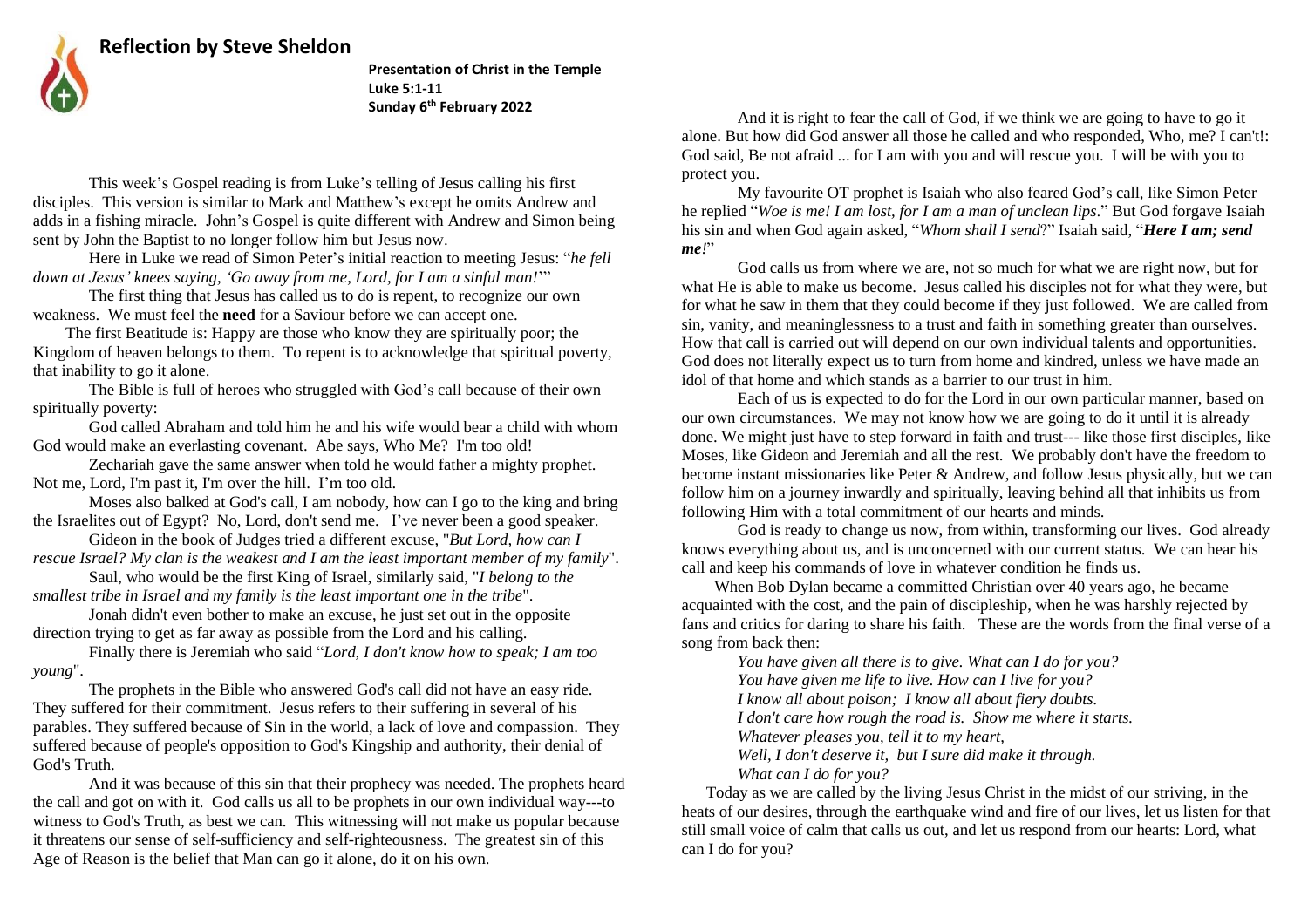# Reflection by Steve Sheldon

**Presentation of Christ in the Temple**
**Luke 5:1-11**
**Sunday 6th February 2022**

This week's Gospel reading is from Luke's telling of Jesus calling his first disciples. This version is similar to Mark and Matthew's except he omits Andrew and adds in a fishing miracle. John's Gospel is quite different with Andrew and Simon being sent by John the Baptist to no longer follow him but Jesus now.

Here in Luke we read of Simon Peter's initial reaction to meeting Jesus: "*he fell down at Jesus' knees saying, 'Go away from me, Lord, for I am a sinful man!*'"

The first thing that Jesus has called us to do is repent, to recognize our own weakness. We must feel the **need** for a Saviour before we can accept one.

The first Beatitude is: Happy are those who know they are spiritually poor; the Kingdom of heaven belongs to them. To repent is to acknowledge that spiritual poverty, that inability to go it alone.

The Bible is full of heroes who struggled with God's call because of their own spiritually poverty:

God called Abraham and told him he and his wife would bear a child with whom God would make an everlasting covenant. Abe says, Who Me? I'm too old!

Zechariah gave the same answer when told he would father a mighty prophet. Not me, Lord, I'm past it, I'm over the hill. I'm too old.

Moses also balked at God's call, I am nobody, how can I go to the king and bring the Israelites out of Egypt? No, Lord, don't send me. I've never been a good speaker.

Gideon in the book of Judges tried a different excuse, "*But Lord, how can I rescue Israel? My clan is the weakest and I am the least important member of my family*".

Saul, who would be the first King of Israel, similarly said, "*I belong to the smallest tribe in Israel and my family is the least important one in the tribe*".

Jonah didn't even bother to make an excuse, he just set out in the opposite direction trying to get as far away as possible from the Lord and his calling.

Finally there is Jeremiah who said "*Lord, I don't know how to speak; I am too young*".

The prophets in the Bible who answered God's call did not have an easy ride. They suffered for their commitment. Jesus refers to their suffering in several of his parables. They suffered because of Sin in the world, a lack of love and compassion. They suffered because of people's opposition to God's Kingship and authority, their denial of God's Truth.

And it was because of this sin that their prophecy was needed. The prophets heard the call and got on with it. God calls us all to be prophets in our own individual way---to witness to God's Truth, as best we can. This witnessing will not make us popular because it threatens our sense of self-sufficiency and self-righteousness. The greatest sin of this Age of Reason is the belief that Man can go it alone, do it on his own.

And it is right to fear the call of God, if we think we are going to have to go it alone. But how did God answer all those he called and who responded, Who, me? I can't!: God said, Be not afraid ... for I am with you and will rescue you. I will be with you to protect you.

My favourite OT prophet is Isaiah who also feared God's call, like Simon Peter he replied "*Woe is me! I am lost, for I am a man of unclean lips*." But God forgave Isaiah his sin and when God again asked, "*Whom shall I send*?" Isaiah said, "***Here I am; send me!***"

God calls us from where we are, not so much for what we are right now, but for what He is able to make us become. Jesus called his disciples not for what they were, but for what he saw in them that they could become if they just followed. We are called from sin, vanity, and meaninglessness to a trust and faith in something greater than ourselves. How that call is carried out will depend on our own individual talents and opportunities. God does not literally expect us to turn from home and kindred, unless we have made an idol of that home and which stands as a barrier to our trust in him.

Each of us is expected to do for the Lord in our own particular manner, based on our own circumstances. We may not know how we are going to do it until it is already done. We might just have to step forward in faith and trust--- like those first disciples, like Moses, like Gideon and Jeremiah and all the rest. We probably don't have the freedom to become instant missionaries like Peter & Andrew, and follow Jesus physically, but we can follow him on a journey inwardly and spiritually, leaving behind all that inhibits us from following Him with a total commitment of our hearts and minds.

God is ready to change us now, from within, transforming our lives. God already knows everything about us, and is unconcerned with our current status. We can hear his call and keep his commands of love in whatever condition he finds us.

When Bob Dylan became a committed Christian over 40 years ago, he became acquainted with the cost, and the pain of discipleship, when he was harshly rejected by fans and critics for daring to share his faith. These are the words from the final verse of a song from back then:

*You have given all there is to give. What can I do for you?*
*You have given me life to live. How can I live for you?*
*I know all about poison; I know all about fiery doubts.*
*I don't care how rough the road is. Show me where it starts.*
*Whatever pleases you, tell it to my heart,*
*Well, I don't deserve it, but I sure did make it through.*
*What can I do for you?*

Today as we are called by the living Jesus Christ in the midst of our striving, in the heats of our desires, through the earthquake wind and fire of our lives, let us listen for that still small voice of calm that calls us out, and let us respond from our hearts: Lord, what can I do for you?